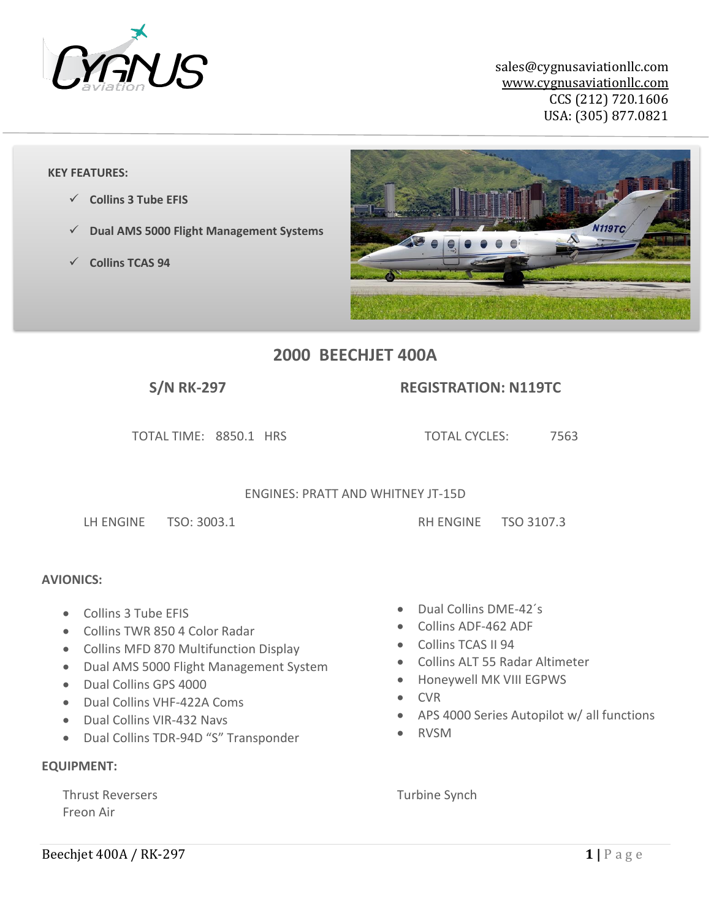sales@cygnusaviationllc.com
www.cygnusaviationllc.com
CCS (212) 720.1606
USA: (305) 877.0821

**KEY FEATURES:**

- ✓ **Collins 3 Tube EFIS**
- ✓ **Dual AMS 5000 Flight Management Systems**
- ✓ **Collins TCAS 94**

# 2000 BEECHJET 400A

**S/N RK-297** **REGISTRATION: N119TC**

TOTAL TIME: 8850.1 HRS TOTAL CYCLES: 7563

ENGINES: PRATT AND WHITNEY JT-15D

LH ENGINE TSO: 3003.1 RH ENGINE TSO 3107.3

**AVIONICS:**

- Collins 3 Tube EFIS
- Collins TWR 850 4 Color Radar
- Collins MFD 870 Multifunction Display
- Dual AMS 5000 Flight Management System
- Dual Collins GPS 4000
- Dual Collins VHF-422A Coms
- Dual Collins VIR-432 Navs
- Dual Collins TDR-94D "S" Transponder
- Dual Collins DME-42´s
- Collins ADF-462 ADF
- Collins TCAS II 94
- Collins ALT 55 Radar Altimeter
- Honeywell MK VIII EGPWS
- CVR
- APS 4000 Series Autopilot w/ all functions
- RVSM

**EQUIPMENT:**

Thrust Reversers
Freon Air
Turbine Synch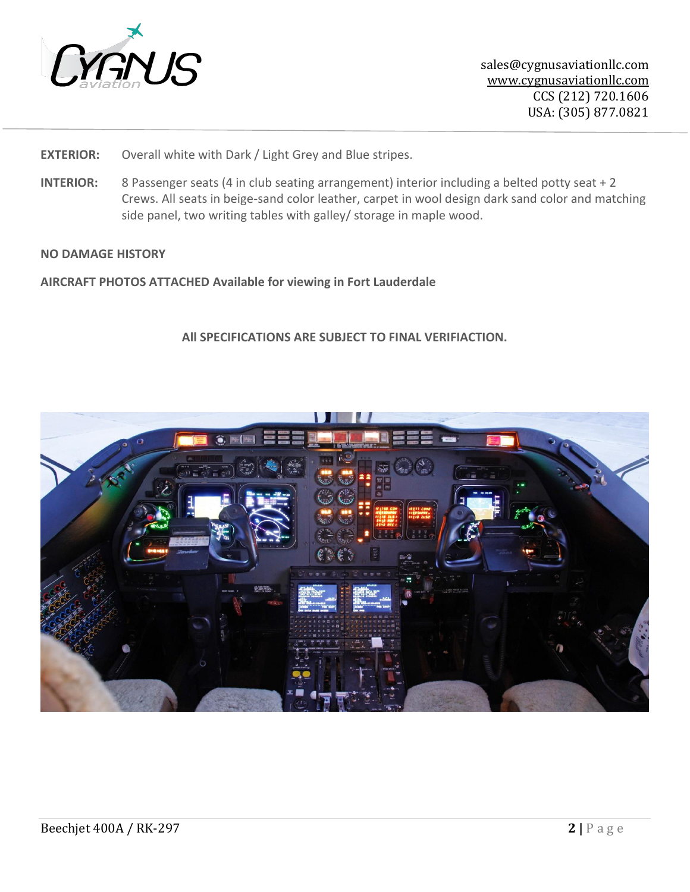**EXTERIOR:** Overall white with Dark / Light Grey and Blue stripes.

**INTERIOR:** 8 Passenger seats (4 in club seating arrangement) interior including a belted potty seat + 2 Crews. All seats in beige-sand color leather, carpet in wool design dark sand color and matching side panel, two writing tables with galley/ storage in maple wood.

**NO DAMAGE HISTORY**

**AIRCRAFT PHOTOS ATTACHED Available for viewing in Fort Lauderdale**

**All SPECIFICATIONS ARE SUBJECT TO FINAL VERIFIACTION.**